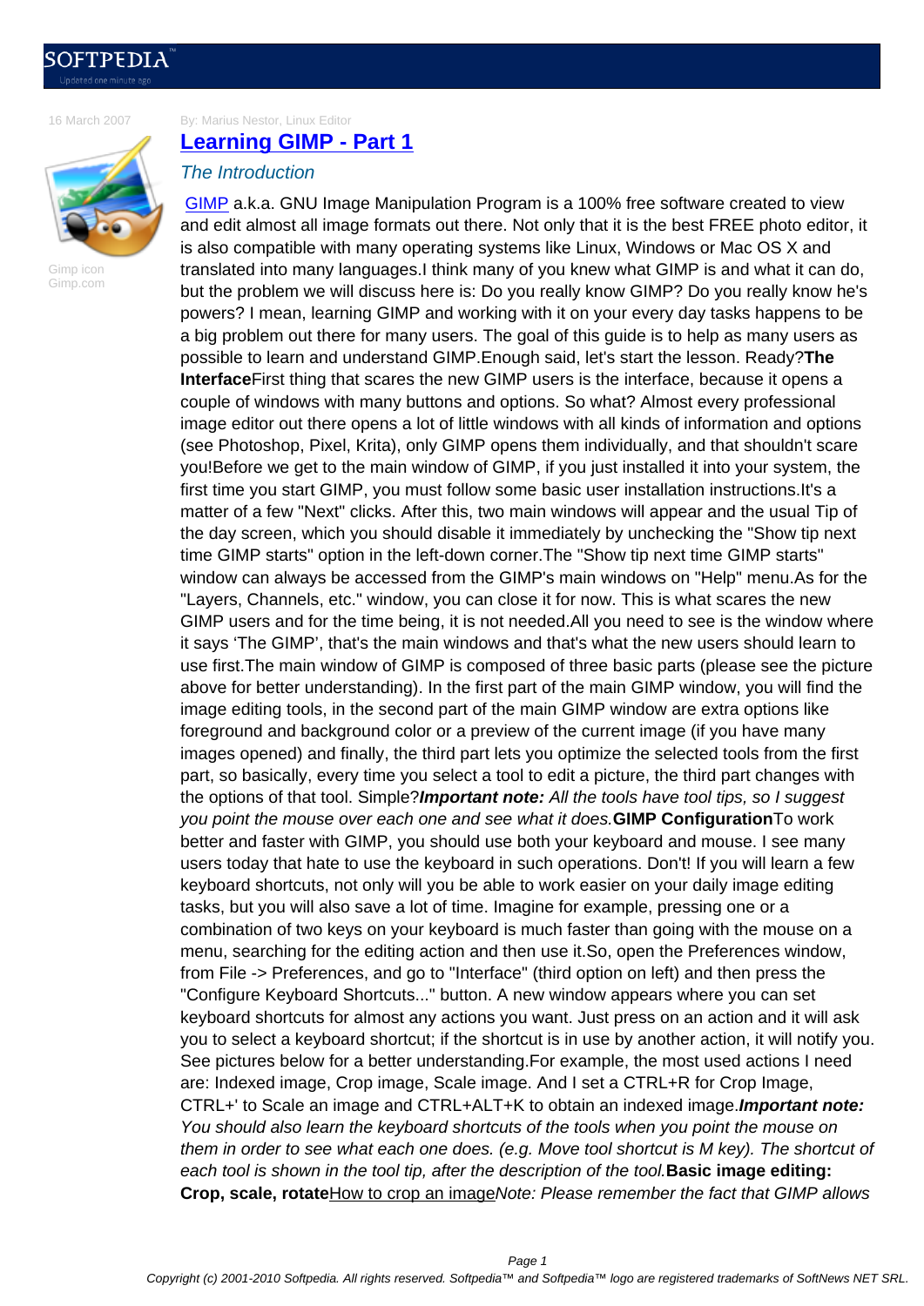16 March 2007

Gimp icon
Gimp.com

By: Marius Nestor, Linux Editor

# Learning GIMP - Part 1

## *The Introduction*

GIMP a.k.a. GNU Image Manipulation Program is a 100% free software created to view and edit almost all image formats out there. Not only that it is the best FREE photo editor, it is also compatible with many operating systems like Linux, Windows or Mac OS X and translated into many languages.I think many of you knew what GIMP is and what it can do, but the problem we will discuss here is: Do you really know GIMP? Do you really know he's powers? I mean, learning GIMP and working with it on your every day tasks happens to be a big problem out there for many users. The goal of this guide is to help as many users as possible to learn and understand GIMP.Enough said, let's start the lesson. Ready?**The Interface**First thing that scares the new GIMP users is the interface, because it opens a couple of windows with many buttons and options. So what? Almost every professional image editor out there opens a lot of little windows with all kinds of information and options (see Photoshop, Pixel, Krita), only GIMP opens them individually, and that shouldn't scare you!Before we get to the main window of GIMP, if you just installed it into your system, the first time you start GIMP, you must follow some basic user installation instructions.It's a matter of a few "Next" clicks. After this, two main windows will appear and the usual Tip of the day screen, which you should disable it immediately by unchecking the "Show tip next time GIMP starts" option in the left-down corner.The "Show tip next time GIMP starts" window can always be accessed from the GIMP's main windows on "Help" menu.As for the "Layers, Channels, etc." window, you can close it for now. This is what scares the new GIMP users and for the time being, it is not needed.All you need to see is the window where it says 'The GIMP', that's the main windows and that's what the new users should learn to use first.The main window of GIMP is composed of three basic parts (please see the picture above for better understanding). In the first part of the main GIMP window, you will find the image editing tools, in the second part of the main GIMP window are extra options like foreground and background color or a preview of the current image (if you have many images opened) and finally, the third part lets you optimize the selected tools from the first part, so basically, every time you select a tool to edit a picture, the third part changes with the options of that tool. Simple?***Important note:*** *All the tools have tool tips, so I suggest you point the mouse over each one and see what it does.***GIMP Configuration**To work better and faster with GIMP, you should use both your keyboard and mouse. I see many users today that hate to use the keyboard in such operations. Don't! If you will learn a few keyboard shortcuts, not only will you be able to work easier on your daily image editing tasks, but you will also save a lot of time. Imagine for example, pressing one or a combination of two keys on your keyboard is much faster than going with the mouse on a menu, searching for the editing action and then use it.So, open the Preferences window, from File -> Preferences, and go to "Interface" (third option on left) and then press the "Configure Keyboard Shortcuts..." button. A new window appears where you can set keyboard shortcuts for almost any actions you want. Just press on an action and it will ask you to select a keyboard shortcut; if the shortcut is in use by another action, it will notify you. See pictures below for a better understanding.For example, the most used actions I need are: Indexed image, Crop image, Scale image. And I set a CTRL+R for Crop Image, CTRL+' to Scale an image and CTRL+ALT+K to obtain an indexed image.***Important note:*** *You should also learn the keyboard shortcuts of the tools when you point the mouse on them in order to see what each one does. (e.g. Move tool shortcut is M key). The shortcut of each tool is shown in the tool tip, after the description of the tool.***Basic image editing: Crop, scale, rotate**How to crop an image*Note: Please remember the fact that GIMP allows*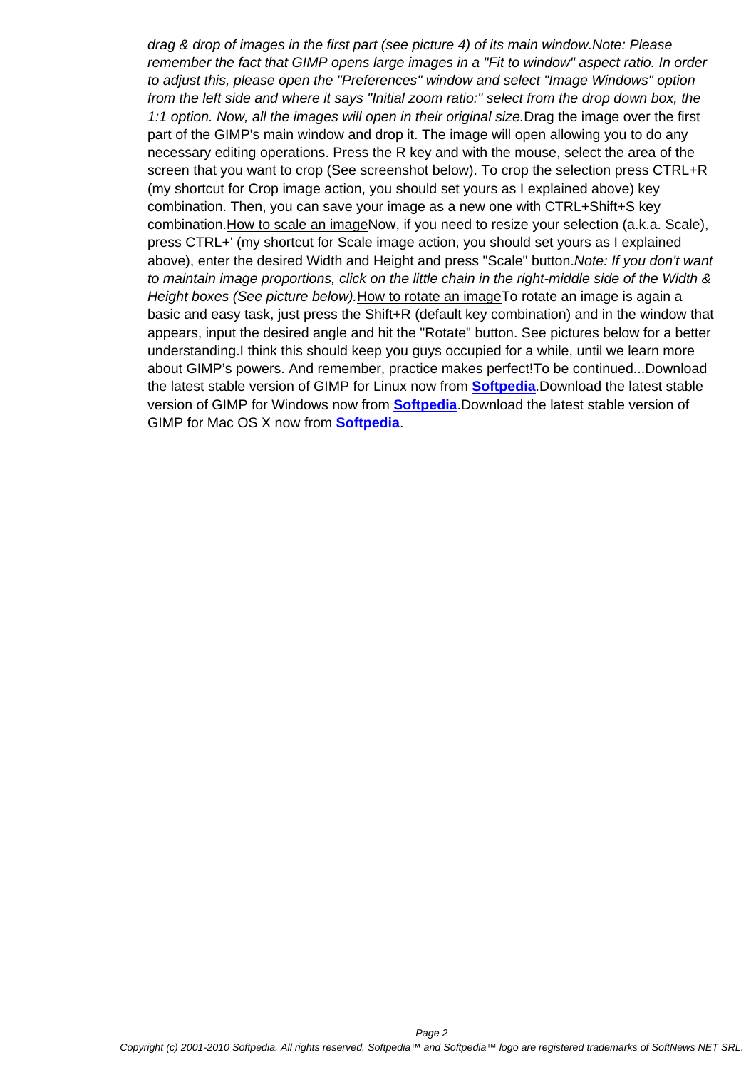*drag & drop of images in the first part (see picture 4) of its main window.Note: Please remember the fact that GIMP opens large images in a "Fit to window" aspect ratio. In order to adjust this, please open the "Preferences" window and select "Image Windows" option from the left side and where it says "Initial zoom ratio:" select from the drop down box, the 1:1 option. Now, all the images will open in their original size.*Drag the image over the first part of the GIMP's main window and drop it. The image will open allowing you to do any necessary editing operations. Press the R key and with the mouse, select the area of the screen that you want to crop (See screenshot below). To crop the selection press CTRL+R (my shortcut for Crop image action, you should set yours as I explained above) key combination. Then, you can save your image as a new one with CTRL+Shift+S key combination.<u>How to scale an image</u>Now, if you need to resize your selection (a.k.a. Scale), press CTRL+' (my shortcut for Scale image action, you should set yours as I explained above), enter the desired Width and Height and press "Scale" button.*Note: If you don't want to maintain image proportions, click on the little chain in the right-middle side of the Width & Height boxes (See picture below).*<u>How to rotate an image</u>To rotate an image is again a basic and easy task, just press the Shift+R (default key combination) and in the window that appears, input the desired angle and hit the "Rotate" button. See pictures below for a better understanding.I think this should keep you guys occupied for a while, until we learn more about GIMP's powers. And remember, practice makes perfect!To be continued...Download the latest stable version of GIMP for Linux now from **Softpedia**.Download the latest stable version of GIMP for Windows now from **Softpedia**.Download the latest stable version of GIMP for Mac OS X now from **Softpedia**.